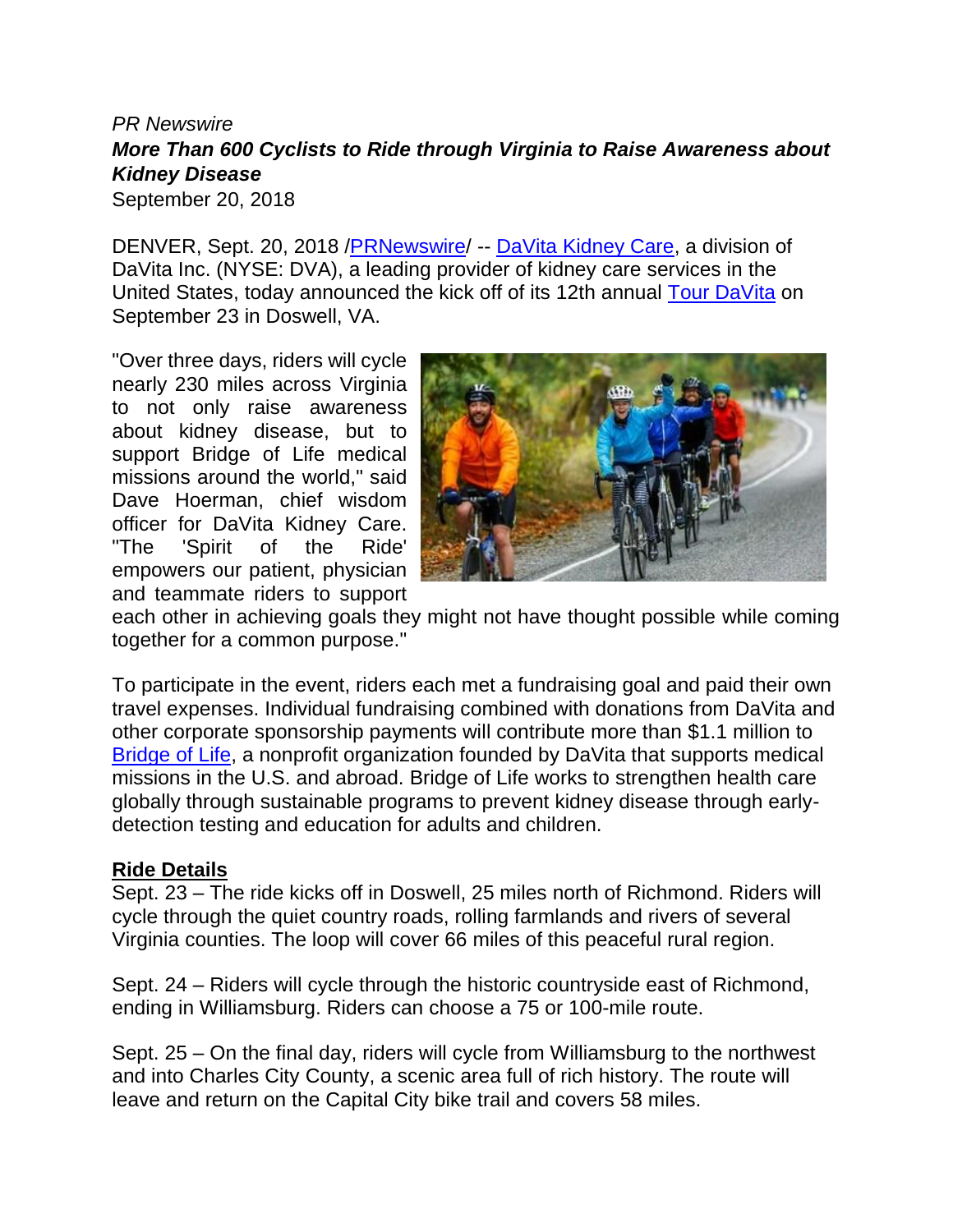*PR Newswire*

***More Than 600 Cyclists to Ride through Virginia to Raise Awareness about Kidney Disease***

September 20, 2018

DENVER, Sept. 20, 2018 /PRNewswire/ -- DaVita Kidney Care, a division of DaVita Inc. (NYSE: DVA), a leading provider of kidney care services in the United States, today announced the kick off of its 12th annual Tour DaVita on September 23 in Doswell, VA.

"Over three days, riders will cycle nearly 230 miles across Virginia to not only raise awareness about kidney disease, but to support Bridge of Life medical missions around the world," said Dave Hoerman, chief wisdom officer for DaVita Kidney Care. "The 'Spirit of the Ride' empowers our patient, physician and teammate riders to support each other in achieving goals they might not have thought possible while coming together for a common purpose."

To participate in the event, riders each met a fundraising goal and paid their own travel expenses. Individual fundraising combined with donations from DaVita and other corporate sponsorship payments will contribute more than $1.1 million to Bridge of Life, a nonprofit organization founded by DaVita that supports medical missions in the U.S. and abroad. Bridge of Life works to strengthen health care globally through sustainable programs to prevent kidney disease through early-detection testing and education for adults and children.

**Ride Details**

Sept. 23 – The ride kicks off in Doswell, 25 miles north of Richmond. Riders will cycle through the quiet country roads, rolling farmlands and rivers of several Virginia counties. The loop will cover 66 miles of this peaceful rural region.

Sept. 24 – Riders will cycle through the historic countryside east of Richmond, ending in Williamsburg. Riders can choose a 75 or 100-mile route.

Sept. 25 – On the final day, riders will cycle from Williamsburg to the northwest and into Charles City County, a scenic area full of rich history. The route will leave and return on the Capital City bike trail and covers 58 miles.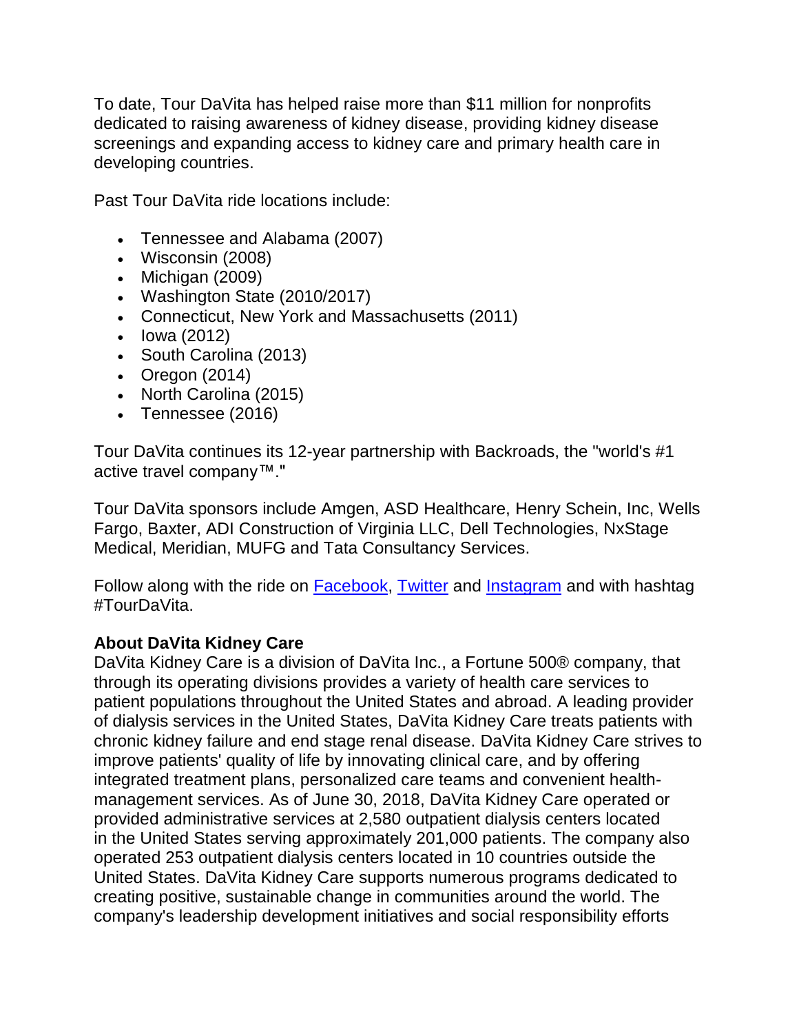To date, Tour DaVita has helped raise more than $11 million for nonprofits dedicated to raising awareness of kidney disease, providing kidney disease screenings and expanding access to kidney care and primary health care in developing countries.

Past Tour DaVita ride locations include:

- Tennessee and Alabama (2007)
- Wisconsin (2008)
- Michigan (2009)
- Washington State (2010/2017)
- Connecticut, New York and Massachusetts (2011)
- Iowa (2012)
- South Carolina (2013)
- Oregon (2014)
- North Carolina (2015)
- Tennessee (2016)

Tour DaVita continues its 12-year partnership with Backroads, the "world's #1 active travel company™."

Tour DaVita sponsors include Amgen, ASD Healthcare, Henry Schein, Inc, Wells Fargo, Baxter, ADI Construction of Virginia LLC, Dell Technologies, NxStage Medical, Meridian, MUFG and Tata Consultancy Services.

Follow along with the ride on Facebook, Twitter and Instagram and with hashtag #TourDaVita.

**About DaVita Kidney Care**
DaVita Kidney Care is a division of DaVita Inc., a Fortune 500® company, that through its operating divisions provides a variety of health care services to patient populations throughout the United States and abroad. A leading provider of dialysis services in the United States, DaVita Kidney Care treats patients with chronic kidney failure and end stage renal disease. DaVita Kidney Care strives to improve patients' quality of life by innovating clinical care, and by offering integrated treatment plans, personalized care teams and convenient health-management services. As of June 30, 2018, DaVita Kidney Care operated or provided administrative services at 2,580 outpatient dialysis centers located in the United States serving approximately 201,000 patients. The company also operated 253 outpatient dialysis centers located in 10 countries outside the United States. DaVita Kidney Care supports numerous programs dedicated to creating positive, sustainable change in communities around the world. The company's leadership development initiatives and social responsibility efforts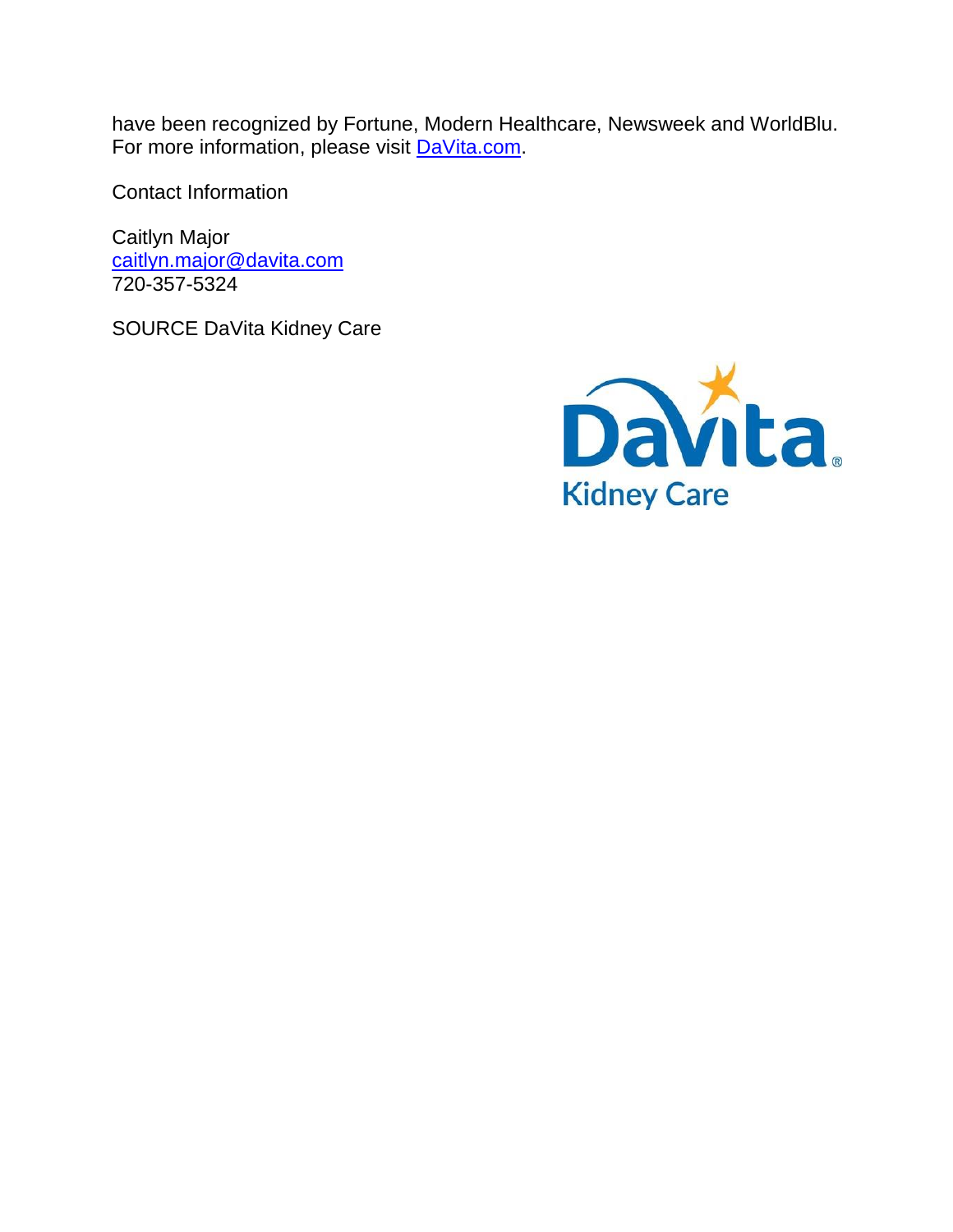have been recognized by Fortune, Modern Healthcare, Newsweek and WorldBlu. For more information, please visit DaVita.com.

Contact Information

Caitlyn Major
caitlyn.major@davita.com
720-357-5324

SOURCE DaVita Kidney Care